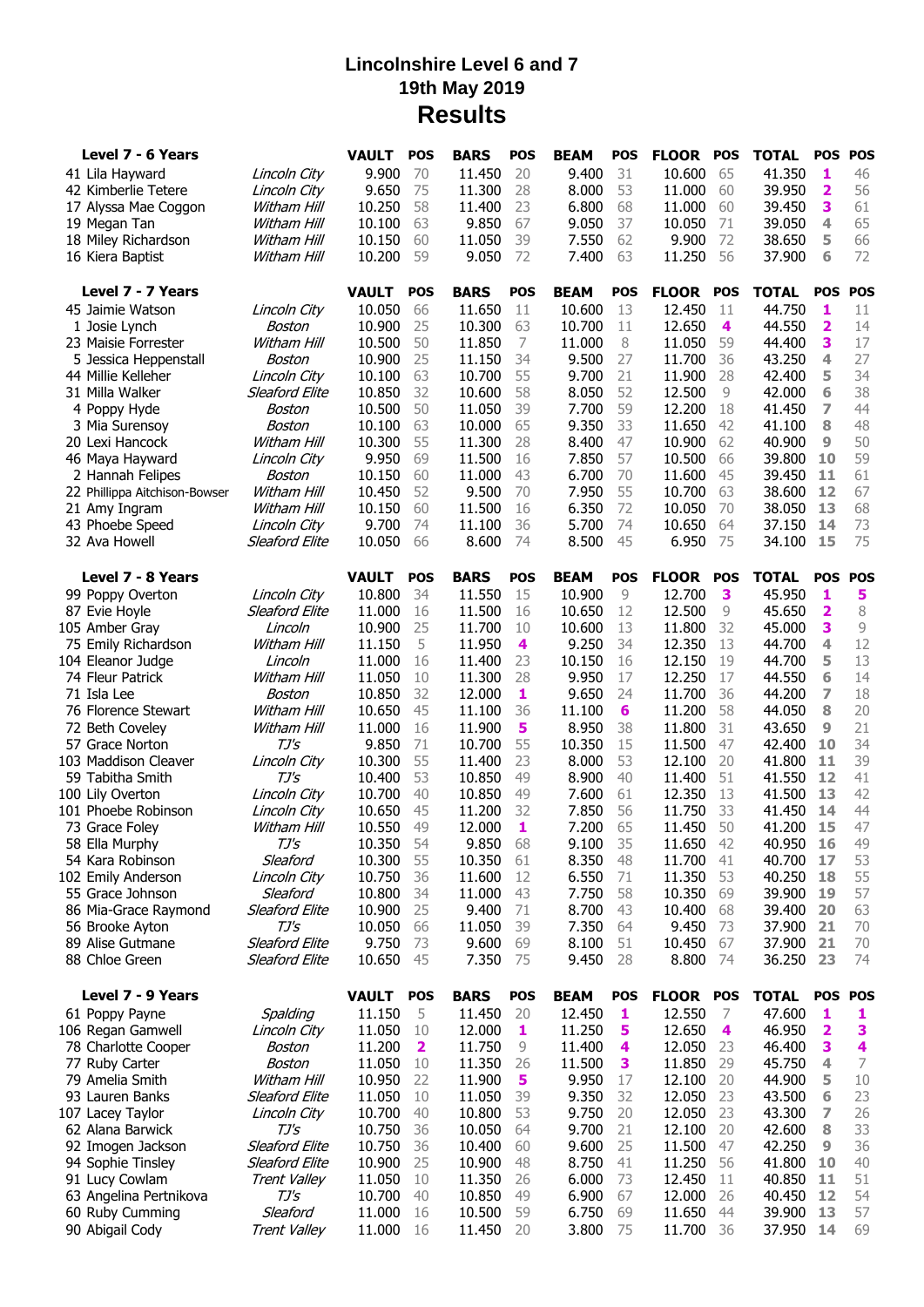# Lincolnshire Level 6 and 7

## 19th May 2019

## Results

| Level 7 - 6 Years | | VAULT | POS | BARS | POS | BEAM | POS | FLOOR | POS | TOTAL | POS | POS |
|---|---|---|---|---|---|---|---|---|---|---|---|---|
| 41 Lila Hayward | *Lincoln City* | 9.900 | 70 | 11.450 | 20 | 9.400 | 31 | 10.600 | 65 | 41.350 | **1** | 46 |
| 42 Kimberlie Tetere | *Lincoln City* | 9.650 | 75 | 11.300 | 28 | 8.000 | 53 | 11.000 | 60 | 39.950 | **2** | 56 |
| 17 Alyssa Mae Coggon | *Witham Hill* | 10.250 | 58 | 11.400 | 23 | 6.800 | 68 | 11.000 | 60 | 39.450 | **3** | 61 |
| 19 Megan Tan | *Witham Hill* | 10.100 | 63 | 9.850 | 67 | 9.050 | 37 | 10.050 | 71 | 39.050 | **4** | 65 |
| 18 Miley Richardson | *Witham Hill* | 10.150 | 60 | 11.050 | 39 | 7.550 | 62 | 9.900 | 72 | 38.650 | **5** | 66 |
| 16 Kiera Baptist | *Witham Hill* | 10.200 | 59 | 9.050 | 72 | 7.400 | 63 | 11.250 | 56 | 37.900 | **6** | 72 |

| Level 7 - 7 Years | | VAULT | POS | BARS | POS | BEAM | POS | FLOOR | POS | TOTAL | POS | POS |
|---|---|---|---|---|---|---|---|---|---|---|---|---|
| 45 Jaimie Watson | *Lincoln City* | 10.050 | 66 | 11.650 | 11 | 10.600 | 13 | 12.450 | 11 | 44.750 | **1** | 11 |
| 1 Josie Lynch | *Boston* | 10.900 | 25 | 10.300 | 63 | 10.700 | 11 | 12.650 | **4** | 44.550 | **2** | 14 |
| 23 Maisie Forrester | *Witham Hill* | 10.500 | 50 | 11.850 | 7 | 11.000 | 8 | 11.050 | 59 | 44.400 | **3** | 17 |
| 5 Jessica Heppenstall | *Boston* | 10.900 | 25 | 11.150 | 34 | 9.500 | 27 | 11.700 | 36 | 43.250 | **4** | 27 |
| 44 Millie Kelleher | *Lincoln City* | 10.100 | 63 | 10.700 | 55 | 9.700 | 21 | 11.900 | 28 | 42.400 | **5** | 34 |
| 31 Milla Walker | *Sleaford Elite* | 10.850 | 32 | 10.600 | 58 | 8.050 | 52 | 12.500 | 9 | 42.000 | **6** | 38 |
| 4 Poppy Hyde | *Boston* | 10.500 | 50 | 11.050 | 39 | 7.700 | 59 | 12.200 | 18 | 41.450 | **7** | 44 |
| 3 Mia Surensoy | *Boston* | 10.100 | 63 | 10.000 | 65 | 9.350 | 33 | 11.650 | 42 | 41.100 | **8** | 48 |
| 20 Lexi Hancock | *Witham Hill* | 10.300 | 55 | 11.300 | 28 | 8.400 | 47 | 10.900 | 62 | 40.900 | **9** | 50 |
| 46 Maya Hayward | *Lincoln City* | 9.950 | 69 | 11.500 | 16 | 7.850 | 57 | 10.500 | 66 | 39.800 | **10** | 59 |
| 2 Hannah Felipes | *Boston* | 10.150 | 60 | 11.000 | 43 | 6.700 | 70 | 11.600 | 45 | 39.450 | **11** | 61 |
| 22 Phillippa Aitchison-Bowser | *Witham Hill* | 10.450 | 52 | 9.500 | 70 | 7.950 | 55 | 10.700 | 63 | 38.600 | **12** | 67 |
| 21 Amy Ingram | *Witham Hill* | 10.150 | 60 | 11.500 | 16 | 6.350 | 72 | 10.050 | 70 | 38.050 | **13** | 68 |
| 43 Phoebe Speed | *Lincoln City* | 9.700 | 74 | 11.100 | 36 | 5.700 | 74 | 10.650 | 64 | 37.150 | **14** | 73 |
| 32 Ava Howell | *Sleaford Elite* | 10.050 | 66 | 8.600 | 74 | 8.500 | 45 | 6.950 | 75 | 34.100 | **15** | 75 |

| Level 7 - 8 Years | | VAULT | POS | BARS | POS | BEAM | POS | FLOOR | POS | TOTAL | POS | POS |
|---|---|---|---|---|---|---|---|---|---|---|---|---|
| 99 Poppy Overton | *Lincoln City* | 10.800 | 34 | 11.550 | 15 | 10.900 | 9 | 12.700 | **3** | 45.950 | **1** | **5** |
| 87 Evie Hoyle | *Sleaford Elite* | 11.000 | 16 | 11.500 | 16 | 10.650 | 12 | 12.500 | 9 | 45.650 | **2** | 8 |
| 105 Amber Gray | *Lincoln* | 10.900 | 25 | 11.700 | 10 | 10.600 | 13 | 11.800 | 32 | 45.000 | **3** | 9 |
| 75 Emily Richardson | *Witham Hill* | 11.150 | 5 | 11.950 | **4** | 9.250 | 34 | 12.350 | 13 | 44.700 | **4** | 12 |
| 104 Eleanor Judge | *Lincoln* | 11.000 | 16 | 11.400 | 23 | 10.150 | 16 | 12.150 | 19 | 44.700 | **5** | 13 |
| 74 Fleur Patrick | *Witham Hill* | 11.050 | 10 | 11.300 | 28 | 9.950 | 17 | 12.250 | 17 | 44.550 | **6** | 14 |
| 71 Isla Lee | *Boston* | 10.850 | 32 | 12.000 | **1** | 9.650 | 24 | 11.700 | 36 | 44.200 | **7** | 18 |
| 76 Florence Stewart | *Witham Hill* | 10.650 | 45 | 11.100 | 36 | 11.100 | **6** | 11.200 | 58 | 44.050 | **8** | 20 |
| 72 Beth Coveley | *Witham Hill* | 11.000 | 16 | 11.900 | **5** | 8.950 | 38 | 11.800 | 31 | 43.650 | **9** | 21 |
| 57 Grace Norton | *TJ's* | 9.850 | 71 | 10.700 | 55 | 10.350 | 15 | 11.500 | 47 | 42.400 | **10** | 34 |
| 103 Maddison Cleaver | *Lincoln City* | 10.300 | 55 | 11.400 | 23 | 8.000 | 53 | 12.100 | 20 | 41.800 | **11** | 39 |
| 59 Tabitha Smith | *TJ's* | 10.400 | 53 | 10.850 | 49 | 8.900 | 40 | 11.400 | 51 | 41.550 | **12** | 41 |
| 100 Lily Overton | *Lincoln City* | 10.700 | 40 | 10.850 | 49 | 7.600 | 61 | 12.350 | 13 | 41.500 | **13** | 42 |
| 101 Phoebe Robinson | *Lincoln City* | 10.650 | 45 | 11.200 | 32 | 7.850 | 56 | 11.750 | 33 | 41.450 | **14** | 44 |
| 73 Grace Foley | *Witham Hill* | 10.550 | 49 | 12.000 | **1** | 7.200 | 65 | 11.450 | 50 | 41.200 | **15** | 47 |
| 58 Ella Murphy | *TJ's* | 10.350 | 54 | 9.850 | 68 | 9.100 | 35 | 11.650 | 42 | 40.950 | **16** | 49 |
| 54 Kara Robinson | *Sleaford* | 10.300 | 55 | 10.350 | 61 | 8.350 | 48 | 11.700 | 41 | 40.700 | **17** | 53 |
| 102 Emily Anderson | *Lincoln City* | 10.750 | 36 | 11.600 | 12 | 6.550 | 71 | 11.350 | 53 | 40.250 | **18** | 55 |
| 55 Grace Johnson | *Sleaford* | 10.800 | 34 | 11.000 | 43 | 7.750 | 58 | 10.350 | 69 | 39.900 | **19** | 57 |
| 86 Mia-Grace Raymond | *Sleaford Elite* | 10.900 | 25 | 9.400 | 71 | 8.700 | 43 | 10.400 | 68 | 39.400 | **20** | 63 |
| 56 Brooke Ayton | *TJ's* | 10.050 | 66 | 11.050 | 39 | 7.350 | 64 | 9.450 | 73 | 37.900 | **21** | 70 |
| 89 Alise Gutmane | *Sleaford Elite* | 9.750 | 73 | 9.600 | 69 | 8.100 | 51 | 10.450 | 67 | 37.900 | **21** | 70 |
| 88 Chloe Green | *Sleaford Elite* | 10.650 | 45 | 7.350 | 75 | 9.450 | 28 | 8.800 | 74 | 36.250 | **23** | 74 |

| Level 7 - 9 Years | | VAULT | POS | BARS | POS | BEAM | POS | FLOOR | POS | TOTAL | POS | POS |
|---|---|---|---|---|---|---|---|---|---|---|---|---|
| 61 Poppy Payne | *Spalding* | 11.150 | 5 | 11.450 | 20 | 12.450 | **1** | 12.550 | 7 | 47.600 | **1** | **1** |
| 106 Regan Gamwell | *Lincoln City* | 11.050 | 10 | 12.000 | **1** | 11.250 | **5** | 12.650 | **4** | 46.950 | **2** | **3** |
| 78 Charlotte Cooper | *Boston* | 11.200 | **2** | 11.750 | 9 | 11.400 | **4** | 12.050 | 23 | 46.400 | **3** | **4** |
| 77 Ruby Carter | *Boston* | 11.050 | 10 | 11.350 | 26 | 11.500 | **3** | 11.850 | 29 | 45.750 | **4** | 7 |
| 79 Amelia Smith | *Witham Hill* | 10.950 | 22 | 11.900 | **5** | 9.950 | 17 | 12.100 | 20 | 44.900 | **5** | 10 |
| 93 Lauren Banks | *Sleaford Elite* | 11.050 | 10 | 11.050 | 39 | 9.350 | 32 | 12.050 | 23 | 43.500 | **6** | 23 |
| 107 Lacey Taylor | *Lincoln City* | 10.700 | 40 | 10.800 | 53 | 9.750 | 20 | 12.050 | 23 | 43.300 | **7** | 26 |
| 62 Alana Barwick | *TJ's* | 10.750 | 36 | 10.050 | 64 | 9.700 | 21 | 12.100 | 20 | 42.600 | **8** | 33 |
| 92 Imogen Jackson | *Sleaford Elite* | 10.750 | 36 | 10.400 | 60 | 9.600 | 25 | 11.500 | 47 | 42.250 | **9** | 36 |
| 94 Sophie Tinsley | *Sleaford Elite* | 10.900 | 25 | 10.900 | 48 | 8.750 | 41 | 11.250 | 56 | 41.800 | **10** | 40 |
| 91 Lucy Cowlam | *Trent Valley* | 11.050 | 10 | 11.350 | 26 | 6.000 | 73 | 12.450 | 11 | 40.850 | **11** | 51 |
| 63 Angelina Pertnikova | *TJ's* | 10.700 | 40 | 10.850 | 49 | 6.900 | 67 | 12.000 | 26 | 40.450 | **12** | 54 |
| 60 Ruby Cumming | *Sleaford* | 11.000 | 16 | 10.500 | 59 | 6.750 | 69 | 11.650 | 44 | 39.900 | **13** | 57 |
| 90 Abigail Cody | *Trent Valley* | 11.000 | 16 | 11.450 | 20 | 3.800 | 75 | 11.700 | 36 | 37.950 | **14** | 69 |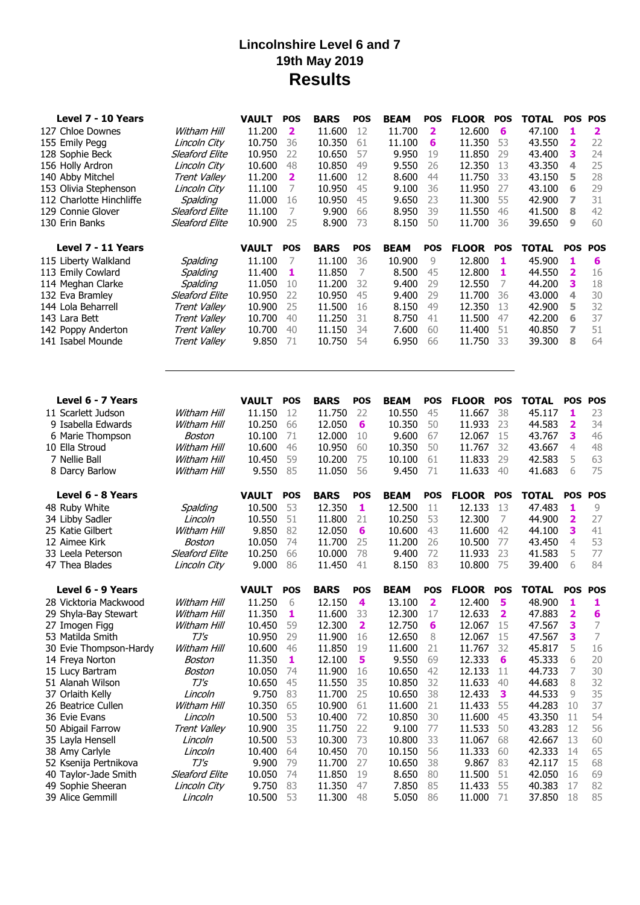# Lincolnshire Level 6 and 7
## 19th May 2019
## Results

| Level 7 - 10 Years | | VAULT | POS | BARS | POS | BEAM | POS | FLOOR | POS | TOTAL | POS | POS |
|---|---|---|---|---|---|---|---|---|---|---|---|---|
| 127 Chloe Downes | *Witham Hill* | 11.200 | **2** | 11.600 | 12 | 11.700 | **2** | 12.600 | **6** | 47.100 | **1** | **2** |
| 155 Emily Pegg | *Lincoln City* | 10.750 | 36 | 10.350 | 61 | 11.100 | **6** | 11.350 | 53 | 43.550 | **2** | 22 |
| 128 Sophie Beck | *Sleaford Elite* | 10.950 | 22 | 10.650 | 57 | 9.950 | 19 | 11.850 | 29 | 43.400 | **3** | 24 |
| 156 Holly Ardron | *Lincoln City* | 10.600 | 48 | 10.850 | 49 | 9.550 | 26 | 12.350 | 13 | 43.350 | **4** | 25 |
| 140 Abby Mitchel | *Trent Valley* | 11.200 | **2** | 11.600 | 12 | 8.600 | 44 | 11.750 | 33 | 43.150 | **5** | 28 |
| 153 Olivia Stephenson | *Lincoln City* | 11.100 | 7 | 10.950 | 45 | 9.100 | 36 | 11.950 | 27 | 43.100 | **6** | 29 |
| 112 Charlotte Hinchliffe | *Spalding* | 11.000 | 16 | 10.950 | 45 | 9.650 | 23 | 11.300 | 55 | 42.900 | **7** | 31 |
| 129 Connie Glover | *Sleaford Elite* | 11.100 | 7 | 9.900 | 66 | 8.950 | 39 | 11.550 | 46 | 41.500 | **8** | 42 |
| 130 Erin Banks | *Sleaford Elite* | 10.900 | 25 | 8.900 | 73 | 8.150 | 50 | 11.700 | 36 | 39.650 | **9** | 60 |

| Level 7 - 11 Years | | VAULT | POS | BARS | POS | BEAM | POS | FLOOR | POS | TOTAL | POS | POS |
|---|---|---|---|---|---|---|---|---|---|---|---|---|
| 115 Liberty Walkland | *Spalding* | 11.100 | 7 | 11.100 | 36 | 10.900 | 9 | 12.800 | **1** | 45.900 | **1** | **6** |
| 113 Emily Cowlard | *Spalding* | 11.400 | **1** | 11.850 | 7 | 8.500 | 45 | 12.800 | **1** | 44.550 | **2** | 16 |
| 114 Meghan Clarke | *Spalding* | 11.050 | 10 | 11.200 | 32 | 9.400 | 29 | 12.550 | 7 | 44.200 | **3** | 18 |
| 132 Eva Bramley | *Sleaford Elite* | 10.950 | 22 | 10.950 | 45 | 9.400 | 29 | 11.700 | 36 | 43.000 | **4** | 30 |
| 144 Lola Beharrell | *Trent Valley* | 10.900 | 25 | 11.500 | 16 | 8.150 | 49 | 12.350 | 13 | 42.900 | **5** | 32 |
| 143 Lara Bett | *Trent Valley* | 10.700 | 40 | 11.250 | 31 | 8.750 | 41 | 11.500 | 47 | 42.200 | **6** | 37 |
| 142 Poppy Anderton | *Trent Valley* | 10.700 | 40 | 11.150 | 34 | 7.600 | 60 | 11.400 | 51 | 40.850 | **7** | 51 |
| 141 Isabel Mounde | *Trent Valley* | 9.850 | 71 | 10.750 | 54 | 6.950 | 66 | 11.750 | 33 | 39.300 | **8** | 64 |

---

| Level 6 - 7 Years | | VAULT | POS | BARS | POS | BEAM | POS | FLOOR | POS | TOTAL | POS | POS |
|---|---|---|---|---|---|---|---|---|---|---|---|---|
| 11 Scarlett Judson | *Witham Hill* | 11.150 | 12 | 11.750 | 22 | 10.550 | 45 | 11.667 | 38 | 45.117 | **1** | 23 |
| 9 Isabella Edwards | *Witham Hill* | 10.250 | 66 | 12.050 | **6** | 10.350 | 50 | 11.933 | 23 | 44.583 | **2** | 34 |
| 6 Marie Thompson | *Boston* | 10.100 | 71 | 12.000 | 10 | 9.600 | 67 | 12.067 | 15 | 43.767 | **3** | 46 |
| 10 Ella Stroud | *Witham Hill* | 10.600 | 46 | 10.950 | 60 | 10.350 | 50 | 11.767 | 32 | 43.667 | 4 | 48 |
| 7 Nellie Ball | *Witham Hill* | 10.450 | 59 | 10.200 | 75 | 10.100 | 61 | 11.833 | 29 | 42.583 | 5 | 63 |
| 8 Darcy Barlow | *Witham Hill* | 9.550 | 85 | 11.050 | 56 | 9.450 | 71 | 11.633 | 40 | 41.683 | 6 | 75 |

| Level 6 - 8 Years | | VAULT | POS | BARS | POS | BEAM | POS | FLOOR | POS | TOTAL | POS | POS |
|---|---|---|---|---|---|---|---|---|---|---|---|---|
| 48 Ruby White | *Spalding* | 10.500 | 53 | 12.350 | **1** | 12.500 | 11 | 12.133 | 13 | 47.483 | **1** | 9 |
| 34 Libby Sadler | *Lincoln* | 10.550 | 51 | 11.800 | 21 | 10.250 | 53 | 12.300 | 7 | 44.900 | **2** | 27 |
| 25 Katie Gilbert | *Witham Hill* | 9.850 | 82 | 12.050 | **6** | 10.600 | 43 | 11.600 | 42 | 44.100 | **3** | 41 |
| 12 Aimee Kirk | *Boston* | 10.050 | 74 | 11.700 | 25 | 11.200 | 26 | 10.500 | 77 | 43.450 | 4 | 53 |
| 33 Leela Peterson | *Sleaford Elite* | 10.250 | 66 | 10.000 | 78 | 9.400 | 72 | 11.933 | 23 | 41.583 | 5 | 77 |
| 47 Thea Blades | *Lincoln City* | 9.000 | 86 | 11.450 | 41 | 8.150 | 83 | 10.800 | 75 | 39.400 | 6 | 84 |

| Level 6 - 9 Years | | VAULT | POS | BARS | POS | BEAM | POS | FLOOR | POS | TOTAL | POS | POS |
|---|---|---|---|---|---|---|---|---|---|---|---|---|
| 28 Vicktoria Mackwood | *Witham Hill* | 11.250 | 6 | 12.150 | **4** | 13.100 | **2** | 12.400 | **5** | 48.900 | **1** | **1** |
| 29 Shyla-Bay Stewart | *Witham Hill* | 11.350 | **1** | 11.600 | 33 | 12.300 | 17 | 12.633 | **2** | 47.883 | **2** | **6** |
| 27 Imogen Figg | *Witham Hill* | 10.450 | 59 | 12.300 | **2** | 12.750 | **6** | 12.067 | 15 | 47.567 | **3** | 7 |
| 53 Matilda Smith | *TJ's* | 10.950 | 29 | 11.900 | 16 | 12.650 | 8 | 12.067 | 15 | 47.567 | **3** | 7 |
| 30 Evie Thompson-Hardy | *Witham Hill* | 10.600 | 46 | 11.850 | 19 | 11.600 | 21 | 11.767 | 32 | 45.817 | 5 | 16 |
| 14 Freya Norton | *Boston* | 11.350 | **1** | 12.100 | **5** | 9.550 | 69 | 12.333 | **6** | 45.333 | 6 | 20 |
| 15 Lucy Bartram | *Boston* | 10.050 | 74 | 11.900 | 16 | 10.650 | 42 | 12.133 | 11 | 44.733 | 7 | 30 |
| 51 Alanah Wilson | *TJ's* | 10.650 | 45 | 11.550 | 35 | 10.850 | 32 | 11.633 | 40 | 44.683 | 8 | 32 |
| 37 Orlaith Kelly | *Lincoln* | 9.750 | 83 | 11.700 | 25 | 10.650 | 38 | 12.433 | **3** | 44.533 | 9 | 35 |
| 26 Beatrice Cullen | *Witham Hill* | 10.350 | 65 | 10.900 | 61 | 11.600 | 21 | 11.433 | 55 | 44.283 | 10 | 37 |
| 36 Evie Evans | *Lincoln* | 10.500 | 53 | 10.400 | 72 | 10.850 | 30 | 11.600 | 45 | 43.350 | 11 | 54 |
| 50 Abigail Farrow | *Trent Valley* | 10.900 | 35 | 11.750 | 22 | 9.100 | 77 | 11.533 | 50 | 43.283 | 12 | 56 |
| 35 Layla Hensell | *Lincoln* | 10.500 | 53 | 10.300 | 73 | 10.800 | 33 | 11.067 | 68 | 42.667 | 13 | 60 |
| 38 Amy Carlyle | *Lincoln* | 10.400 | 64 | 10.450 | 70 | 10.150 | 56 | 11.333 | 60 | 42.333 | 14 | 65 |
| 52 Ksenija Pertnikova | *TJ's* | 9.900 | 79 | 11.700 | 27 | 10.650 | 38 | 9.867 | 83 | 42.117 | 15 | 68 |
| 40 Taylor-Jade Smith | *Sleaford Elite* | 10.050 | 74 | 11.850 | 19 | 8.650 | 80 | 11.500 | 51 | 42.050 | 16 | 69 |
| 49 Sophie Sheeran | *Lincoln City* | 9.750 | 83 | 11.350 | 47 | 7.850 | 85 | 11.433 | 55 | 40.383 | 17 | 82 |
| 39 Alice Gemmill | *Lincoln* | 10.500 | 53 | 11.300 | 48 | 5.050 | 86 | 11.000 | 71 | 37.850 | 18 | 85 |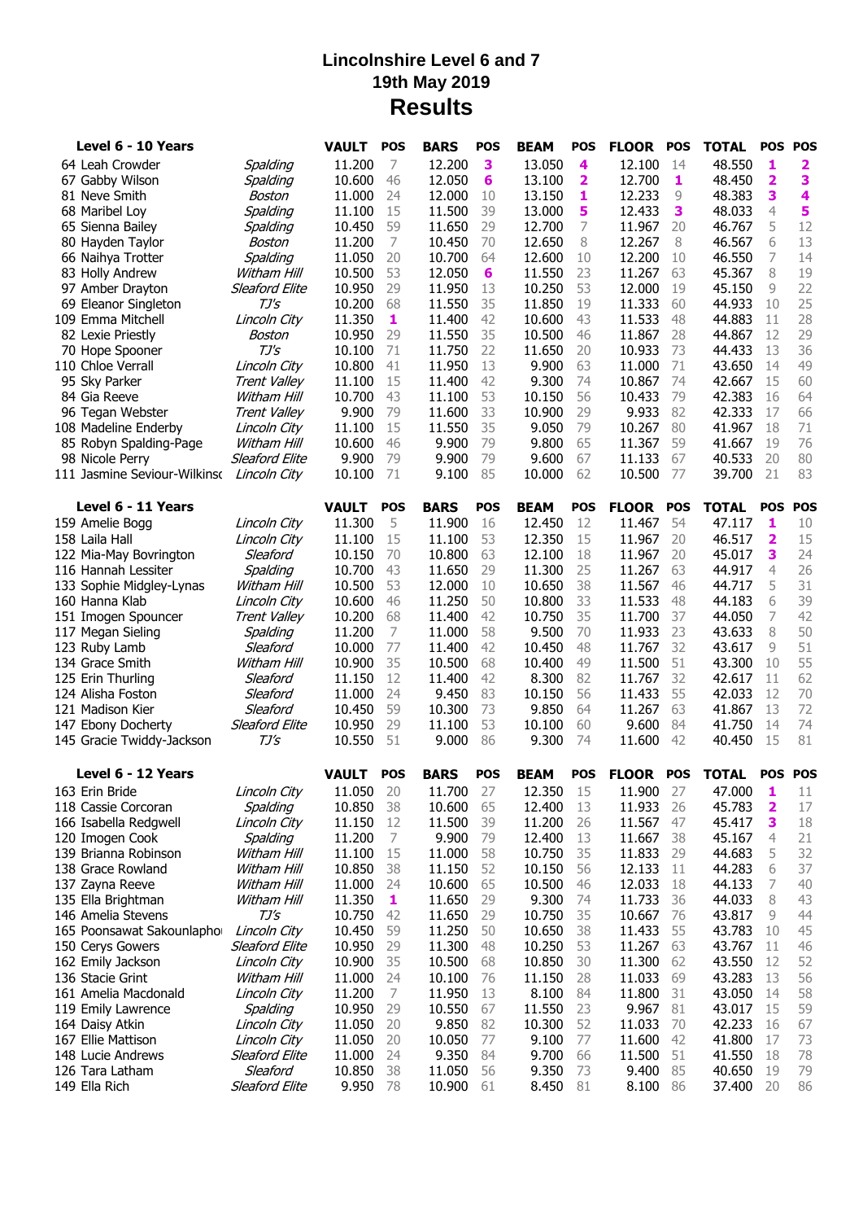# Lincolnshire Level 6 and 7
## 19th May 2019
## Results

| Level 6 - 10 Years | | VAULT | POS | BARS | POS | BEAM | POS | FLOOR | POS | TOTAL | POS | POS |
|---|---|---|---|---|---|---|---|---|---|---|---|---|
| 64 Leah Crowder | *Spalding* | 11.200 | 7 | 12.200 | **3** | 13.050 | **4** | 12.100 | 14 | 48.550 | **1** | **2** |
| 67 Gabby Wilson | *Spalding* | 10.600 | 46 | 12.050 | **6** | 13.100 | **2** | 12.700 | **1** | 48.450 | **2** | **3** |
| 81 Neve Smith | *Boston* | 11.000 | 24 | 12.000 | 10 | 13.150 | **1** | 12.233 | 9 | 48.383 | **3** | **4** |
| 68 Maribel Loy | *Spalding* | 11.100 | 15 | 11.500 | 39 | 13.000 | **5** | 12.433 | **3** | 48.033 | 4 | **5** |
| 65 Sienna Bailey | *Spalding* | 10.450 | 59 | 11.650 | 29 | 12.700 | 7 | 11.967 | 20 | 46.767 | 5 | 12 |
| 80 Hayden Taylor | *Boston* | 11.200 | 7 | 10.450 | 70 | 12.650 | 8 | 12.267 | 8 | 46.567 | 6 | 13 |
| 66 Naihya Trotter | *Spalding* | 11.050 | 20 | 10.700 | 64 | 12.600 | 10 | 12.200 | 10 | 46.550 | 7 | 14 |
| 83 Holly Andrew | *Witham Hill* | 10.500 | 53 | 12.050 | **6** | 11.550 | 23 | 11.267 | 63 | 45.367 | 8 | 19 |
| 97 Amber Drayton | *Sleaford Elite* | 10.950 | 29 | 11.950 | 13 | 10.250 | 53 | 12.000 | 19 | 45.150 | 9 | 22 |
| 69 Eleanor Singleton | *TJ's* | 10.200 | 68 | 11.550 | 35 | 11.850 | 19 | 11.333 | 60 | 44.933 | 10 | 25 |
| 109 Emma Mitchell | *Lincoln City* | 11.350 | **1** | 11.400 | 42 | 10.600 | 43 | 11.533 | 48 | 44.883 | 11 | 28 |
| 82 Lexie Priestly | *Boston* | 10.950 | 29 | 11.550 | 35 | 10.500 | 46 | 11.867 | 28 | 44.867 | 12 | 29 |
| 70 Hope Spooner | *TJ's* | 10.100 | 71 | 11.750 | 22 | 11.650 | 20 | 10.933 | 73 | 44.433 | 13 | 36 |
| 110 Chloe Verrall | *Lincoln City* | 10.800 | 41 | 11.950 | 13 | 9.900 | 63 | 11.000 | 71 | 43.650 | 14 | 49 |
| 95 Sky Parker | *Trent Valley* | 11.100 | 15 | 11.400 | 42 | 9.300 | 74 | 10.867 | 74 | 42.667 | 15 | 60 |
| 84 Gia Reeve | *Witham Hill* | 10.700 | 43 | 11.100 | 53 | 10.150 | 56 | 10.433 | 79 | 42.383 | 16 | 64 |
| 96 Tegan Webster | *Trent Valley* | 9.900 | 79 | 11.600 | 33 | 10.900 | 29 | 9.933 | 82 | 42.333 | 17 | 66 |
| 108 Madeline Enderby | *Lincoln City* | 11.100 | 15 | 11.550 | 35 | 9.050 | 79 | 10.267 | 80 | 41.967 | 18 | 71 |
| 85 Robyn Spalding-Page | *Witham Hill* | 10.600 | 46 | 9.900 | 79 | 9.800 | 65 | 11.367 | 59 | 41.667 | 19 | 76 |
| 98 Nicole Perry | *Sleaford Elite* | 9.900 | 79 | 9.900 | 79 | 9.600 | 67 | 11.133 | 67 | 40.533 | 20 | 80 |
| 111 Jasmine Seviour-Wilkinsc | *Lincoln City* | 10.100 | 71 | 9.100 | 85 | 10.000 | 62 | 10.500 | 77 | 39.700 | 21 | 83 |

| Level 6 - 11 Years | | VAULT | POS | BARS | POS | BEAM | POS | FLOOR | POS | TOTAL | POS | POS |
|---|---|---|---|---|---|---|---|---|---|---|---|---|
| 159 Amelie Bogg | *Lincoln City* | 11.300 | 5 | 11.900 | 16 | 12.450 | 12 | 11.467 | 54 | 47.117 | **1** | 10 |
| 158 Laila Hall | *Lincoln City* | 11.100 | 15 | 11.100 | 53 | 12.350 | 15 | 11.967 | 20 | 46.517 | **2** | 15 |
| 122 Mia-May Bovrington | *Sleaford* | 10.150 | 70 | 10.800 | 63 | 12.100 | 18 | 11.967 | 20 | 45.017 | **3** | 24 |
| 116 Hannah Lessiter | *Spalding* | 10.700 | 43 | 11.650 | 29 | 11.300 | 25 | 11.267 | 63 | 44.917 | 4 | 26 |
| 133 Sophie Midgley-Lynas | *Witham Hill* | 10.500 | 53 | 12.000 | 10 | 10.650 | 38 | 11.567 | 46 | 44.717 | 5 | 31 |
| 160 Hanna Klab | *Lincoln City* | 10.600 | 46 | 11.250 | 50 | 10.800 | 33 | 11.533 | 48 | 44.183 | 6 | 39 |
| 151 Imogen Spouncer | *Trent Valley* | 10.200 | 68 | 11.400 | 42 | 10.750 | 35 | 11.700 | 37 | 44.050 | 7 | 42 |
| 117 Megan Sieling | *Spalding* | 11.200 | 7 | 11.000 | 58 | 9.500 | 70 | 11.933 | 23 | 43.633 | 8 | 50 |
| 123 Ruby Lamb | *Sleaford* | 10.000 | 77 | 11.400 | 42 | 10.450 | 48 | 11.767 | 32 | 43.617 | 9 | 51 |
| 134 Grace Smith | *Witham Hill* | 10.900 | 35 | 10.500 | 68 | 10.400 | 49 | 11.500 | 51 | 43.300 | 10 | 55 |
| 125 Erin Thurling | *Sleaford* | 11.150 | 12 | 11.400 | 42 | 8.300 | 82 | 11.767 | 32 | 42.617 | 11 | 62 |
| 124 Alisha Foston | *Sleaford* | 11.000 | 24 | 9.450 | 83 | 10.150 | 56 | 11.433 | 55 | 42.033 | 12 | 70 |
| 121 Madison Kier | *Sleaford* | 10.450 | 59 | 10.300 | 73 | 9.850 | 64 | 11.267 | 63 | 41.867 | 13 | 72 |
| 147 Ebony Docherty | *Sleaford Elite* | 10.950 | 29 | 11.100 | 53 | 10.100 | 60 | 9.600 | 84 | 41.750 | 14 | 74 |
| 145 Gracie Twiddy-Jackson | *TJ's* | 10.550 | 51 | 9.000 | 86 | 9.300 | 74 | 11.600 | 42 | 40.450 | 15 | 81 |

| Level 6 - 12 Years | | VAULT | POS | BARS | POS | BEAM | POS | FLOOR | POS | TOTAL | POS | POS |
|---|---|---|---|---|---|---|---|---|---|---|---|---|
| 163 Erin Bride | *Lincoln City* | 11.050 | 20 | 11.700 | 27 | 12.350 | 15 | 11.900 | 27 | 47.000 | **1** | 11 |
| 118 Cassie Corcoran | *Spalding* | 10.850 | 38 | 10.600 | 65 | 12.400 | 13 | 11.933 | 26 | 45.783 | **2** | 17 |
| 166 Isabella Redgwell | *Lincoln City* | 11.150 | 12 | 11.500 | 39 | 11.200 | 26 | 11.567 | 47 | 45.417 | **3** | 18 |
| 120 Imogen Cook | *Spalding* | 11.200 | 7 | 9.900 | 79 | 12.400 | 13 | 11.667 | 38 | 45.167 | 4 | 21 |
| 139 Brianna Robinson | *Witham Hill* | 11.100 | 15 | 11.000 | 58 | 10.750 | 35 | 11.833 | 29 | 44.683 | 5 | 32 |
| 138 Grace Rowland | *Witham Hill* | 10.850 | 38 | 11.150 | 52 | 10.150 | 56 | 12.133 | 11 | 44.283 | 6 | 37 |
| 137 Zayna Reeve | *Witham Hill* | 11.000 | 24 | 10.600 | 65 | 10.500 | 46 | 12.033 | 18 | 44.133 | 7 | 40 |
| 135 Ella Brightman | *Witham Hill* | 11.350 | **1** | 11.650 | 29 | 9.300 | 74 | 11.733 | 36 | 44.033 | 8 | 43 |
| 146 Amelia Stevens | *TJ's* | 10.750 | 42 | 11.650 | 29 | 10.750 | 35 | 10.667 | 76 | 43.817 | 9 | 44 |
| 165 Poonsawat Sakounlaphoi | *Lincoln City* | 10.450 | 59 | 11.250 | 50 | 10.650 | 38 | 11.433 | 55 | 43.783 | 10 | 45 |
| 150 Cerys Gowers | *Sleaford Elite* | 10.950 | 29 | 11.300 | 48 | 10.250 | 53 | 11.267 | 63 | 43.767 | 11 | 46 |
| 162 Emily Jackson | *Lincoln City* | 10.900 | 35 | 10.500 | 68 | 10.850 | 30 | 11.300 | 62 | 43.550 | 12 | 52 |
| 136 Stacie Grint | *Witham Hill* | 11.000 | 24 | 10.100 | 76 | 11.150 | 28 | 11.033 | 69 | 43.283 | 13 | 56 |
| 161 Amelia Macdonald | *Lincoln City* | 11.200 | 7 | 11.950 | 13 | 8.100 | 84 | 11.800 | 31 | 43.050 | 14 | 58 |
| 119 Emily Lawrence | *Spalding* | 10.950 | 29 | 10.550 | 67 | 11.550 | 23 | 9.967 | 81 | 43.017 | 15 | 59 |
| 164 Daisy Atkin | *Lincoln City* | 11.050 | 20 | 9.850 | 82 | 10.300 | 52 | 11.033 | 70 | 42.233 | 16 | 67 |
| 167 Ellie Mattison | *Lincoln City* | 11.050 | 20 | 10.050 | 77 | 9.100 | 77 | 11.600 | 42 | 41.800 | 17 | 73 |
| 148 Lucie Andrews | *Sleaford Elite* | 11.000 | 24 | 9.350 | 84 | 9.700 | 66 | 11.500 | 51 | 41.550 | 18 | 78 |
| 126 Tara Latham | *Sleaford* | 10.850 | 38 | 11.050 | 56 | 9.350 | 73 | 9.400 | 85 | 40.650 | 19 | 79 |
| 149 Ella Rich | *Sleaford Elite* | 9.950 | 78 | 10.900 | 61 | 8.450 | 81 | 8.100 | 86 | 37.400 | 20 | 86 |